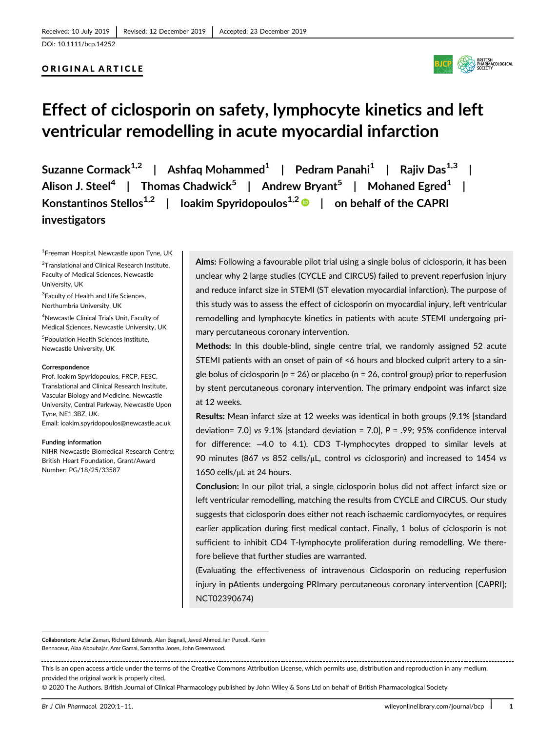Received: 10 July 2019 | Revised: 12 December 2019 | Accepted: 23 December 2019

DOI: 10.1111/bcp.14252

ORIGINAL ARTICLE

# Effect of ciclosporin on safety, lymphocyte kinetics and left ventricular remodelling in acute myocardial infarction

**Suzanne Cormack[1,2] | Ashfaq Mohammed[1] | Pedram Panahi[1] | Rajiv Das[1,3] | Alison J. Steel[4] | Thomas Chadwick[5] | Andrew Bryant[5] | Mohaned Egred[1] | Konstantinos Stellos[1,2] | Ioakim Spyridopoulos[1,2] | on behalf of the CAPRI investigators**

[1]Freeman Hospital, Newcastle upon Tyne, UK

[2]Translational and Clinical Research Institute, Faculty of Medical Sciences, Newcastle University, UK

[3]Faculty of Health and Life Sciences, Northumbria University, UK

[4]Newcastle Clinical Trials Unit, Faculty of Medical Sciences, Newcastle University, UK

[5]Population Health Sciences Institute, Newcastle University, UK

**Correspondence**

Prof. Ioakim Spyridopoulos, FRCP, FESC, Translational and Clinical Research Institute, Vascular Biology and Medicine, Newcastle University, Central Parkway, Newcastle Upon Tyne, NE1 3BZ, UK.
Email: ioakim.spyridopoulos@newcastle.ac.uk

**Funding information**

NIHR Newcastle Biomedical Research Centre; British Heart Foundation, Grant/Award Number: PG/18/25/33587

**Aims:** Following a favourable pilot trial using a single bolus of ciclosporin, it has been unclear why 2 large studies (CYCLE and CIRCUS) failed to prevent reperfusion injury and reduce infarct size in STEMI (ST elevation myocardial infarction). The purpose of this study was to assess the effect of ciclosporin on myocardial injury, left ventricular remodelling and lymphocyte kinetics in patients with acute STEMI undergoing primary percutaneous coronary intervention.

**Methods:** In this double-blind, single centre trial, we randomly assigned 52 acute STEMI patients with an onset of pain of <6 hours and blocked culprit artery to a single bolus of ciclosporin (*n* = 26) or placebo (n = 26, control group) prior to reperfusion by stent percutaneous coronary intervention. The primary endpoint was infarct size at 12 weeks.

**Results:** Mean infarct size at 12 weeks was identical in both groups (9.1% [standard deviation= 7.0] *vs* 9.1% [standard deviation = 7.0], *P* = .99; 95% confidence interval for difference: −4.0 to 4.1). CD3 T-lymphocytes dropped to similar levels at 90 minutes (867 *vs* 852 cells/μL, control *vs* ciclosporin) and increased to 1454 *vs* 1650 cells/μL at 24 hours.

**Conclusion:** In our pilot trial, a single ciclosporin bolus did not affect infarct size or left ventricular remodelling, matching the results from CYCLE and CIRCUS. Our study suggests that ciclosporin does either not reach ischaemic cardiomyocytes, or requires earlier application during first medical contact. Finally, 1 bolus of ciclosporin is not sufficient to inhibit CD4 T-lymphocyte proliferation during remodelling. We therefore believe that further studies are warranted.

(Evaluating the effectiveness of intravenous Ciclosporin on reducing reperfusion injury in pAtients undergoing PRImary percutaneous coronary intervention [CAPRI]; NCT02390674)

**Collaborators:** Azfar Zaman, Richard Edwards, Alan Bagnall, Javed Ahmed, Ian Purcell, Karim Bennaceur, Alaa Abouhajar, Amr Gamal, Samantha Jones, John Greenwood.

This is an open access article under the terms of the Creative Commons Attribution License, which permits use, distribution and reproduction in any medium, provided the original work is properly cited.

© 2020 The Authors. British Journal of Clinical Pharmacology published by John Wiley & Sons Ltd on behalf of British Pharmacological Society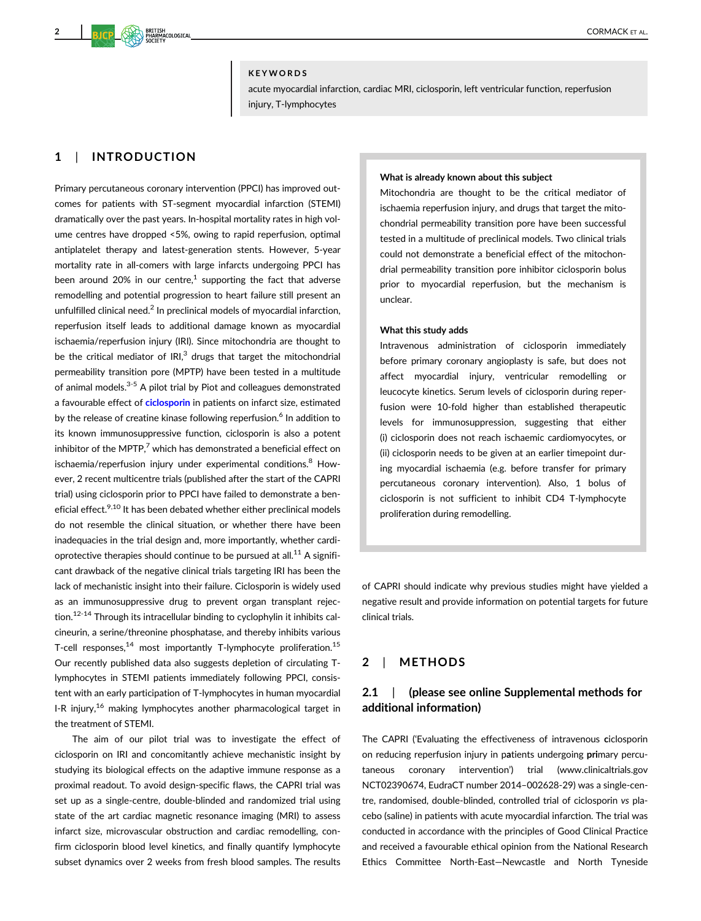**KEYWORDS**

acute myocardial infarction, cardiac MRI, ciclosporin, left ventricular function, reperfusion injury, T-lymphocytes

## 1 | INTRODUCTION

Primary percutaneous coronary intervention (PPCI) has improved outcomes for patients with ST-segment myocardial infarction (STEMI) dramatically over the past years. In-hospital mortality rates in high volume centres have dropped <5%, owing to rapid reperfusion, optimal antiplatelet therapy and latest-generation stents. However, 5-year mortality rate in all-comers with large infarcts undergoing PPCI has been around 20% in our centre,[1] supporting the fact that adverse remodelling and potential progression to heart failure still present an unfulfilled clinical need.[2] In preclinical models of myocardial infarction, reperfusion itself leads to additional damage known as myocardial ischaemia/reperfusion injury (IRI). Since mitochondria are thought to be the critical mediator of IRI,[3] drugs that target the mitochondrial permeability transition pore (MPTP) have been tested in a multitude of animal models.[3-5] A pilot trial by Piot and colleagues demonstrated a favourable effect of **ciclosporin** in patients on infarct size, estimated by the release of creatine kinase following reperfusion.[6] In addition to its known immunosuppressive function, ciclosporin is also a potent inhibitor of the MPTP,[7] which has demonstrated a beneficial effect on ischaemia/reperfusion injury under experimental conditions.[8] However, 2 recent multicentre trials (published after the start of the CAPRI trial) using ciclosporin prior to PPCI have failed to demonstrate a beneficial effect.[9,10] It has been debated whether either preclinical models do not resemble the clinical situation, or whether there have been inadequacies in the trial design and, more importantly, whether cardioprotective therapies should continue to be pursued at all.[11] A significant drawback of the negative clinical trials targeting IRI has been the lack of mechanistic insight into their failure. Ciclosporin is widely used as an immunosuppressive drug to prevent organ transplant rejection.[12-14] Through its intracellular binding to cyclophylin it inhibits calcineurin, a serine/threonine phosphatase, and thereby inhibits various T-cell responses,[14] most importantly T-lymphocyte proliferation.[15] Our recently published data also suggests depletion of circulating T-lymphocytes in STEMI patients immediately following PPCI, consistent with an early participation of T-lymphocytes in human myocardial I-R injury,[16] making lymphocytes another pharmacological target in the treatment of STEMI.

The aim of our pilot trial was to investigate the effect of ciclosporin on IRI and concomitantly achieve mechanistic insight by studying its biological effects on the adaptive immune response as a proximal readout. To avoid design-specific flaws, the CAPRI trial was set up as a single-centre, double-blinded and randomized trial using state of the art cardiac magnetic resonance imaging (MRI) to assess infarct size, microvascular obstruction and cardiac remodelling, confirm ciclosporin blood level kinetics, and finally quantify lymphocyte subset dynamics over 2 weeks from fresh blood samples. The results of CAPRI should indicate why previous studies might have yielded a negative result and provide information on potential targets for future clinical trials.

> **What is already known about this subject**
>
> Mitochondria are thought to be the critical mediator of ischaemia reperfusion injury, and drugs that target the mitochondrial permeability transition pore have been successful tested in a multitude of preclinical models. Two clinical trials could not demonstrate a beneficial effect of the mitochondrial permeability transition pore inhibitor ciclosporin bolus prior to myocardial reperfusion, but the mechanism is unclear.
>
> **What this study adds**
>
> Intravenous administration of ciclosporin immediately before primary coronary angioplasty is safe, but does not affect myocardial injury, ventricular remodelling or leucocyte kinetics. Serum levels of ciclosporin during reperfusion were 10-fold higher than established therapeutic levels for immunosuppression, suggesting that either (i) ciclosporin does not reach ischaemic cardiomyocytes, or (ii) ciclosporin needs to be given at an earlier timepoint during myocardial ischaemia (e.g. before transfer for primary percutaneous coronary intervention). Also, 1 bolus of ciclosporin is not sufficient to inhibit CD4 T-lymphocyte proliferation during remodelling.

## 2 | METHODS

### 2.1 | (please see online Supplemental methods for additional information)

The CAPRI ('Evaluating the effectiveness of intravenous **c**iclosporin on reducing reperfusion injury in p**a**tients undergoing **pri**mary percutaneous coronary intervention') trial (www.clinicaltrials.gov NCT02390674, EudraCT number 2014–002628-29) was a single-centre, randomised, double-blinded, controlled trial of ciclosporin *vs* placebo (saline) in patients with acute myocardial infarction. The trial was conducted in accordance with the principles of Good Clinical Practice and received a favourable ethical opinion from the National Research Ethics Committee North-East—Newcastle and North Tyneside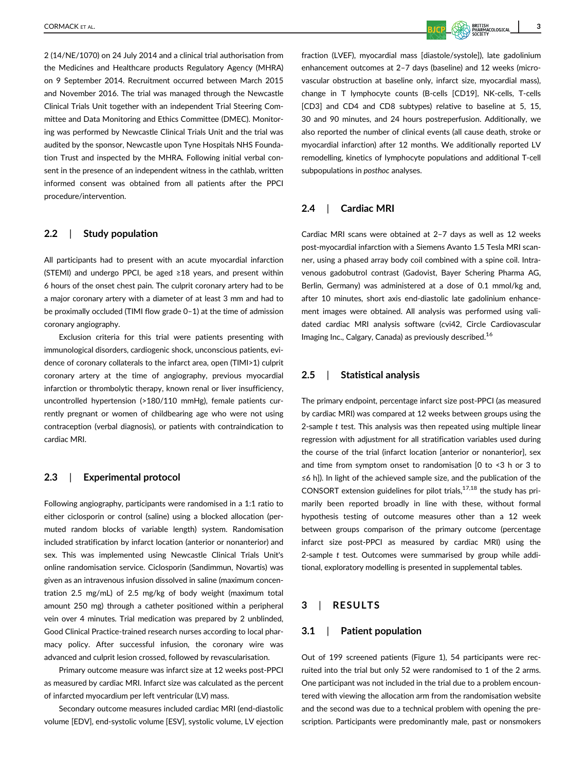2 (14/NE/1070) on 24 July 2014 and a clinical trial authorisation from the Medicines and Healthcare products Regulatory Agency (MHRA) on 9 September 2014. Recruitment occurred between March 2015 and November 2016. The trial was managed through the Newcastle Clinical Trials Unit together with an independent Trial Steering Committee and Data Monitoring and Ethics Committee (DMEC). Monitoring was performed by Newcastle Clinical Trials Unit and the trial was audited by the sponsor, Newcastle upon Tyne Hospitals NHS Foundation Trust and inspected by the MHRA. Following initial verbal consent in the presence of an independent witness in the cathlab, written informed consent was obtained from all patients after the PPCI procedure/intervention.

## 2.2 | Study population

All participants had to present with an acute myocardial infarction (STEMI) and undergo PPCI, be aged ≥18 years, and present within 6 hours of the onset chest pain. The culprit coronary artery had to be a major coronary artery with a diameter of at least 3 mm and had to be proximally occluded (TIMI flow grade 0–1) at the time of admission coronary angiography.

Exclusion criteria for this trial were patients presenting with immunological disorders, cardiogenic shock, unconscious patients, evidence of coronary collaterals to the infarct area, open (TIMI>1) culprit coronary artery at the time of angiography, previous myocardial infarction or thrombolytic therapy, known renal or liver insufficiency, uncontrolled hypertension (>180/110 mmHg), female patients currently pregnant or women of childbearing age who were not using contraception (verbal diagnosis), or patients with contraindication to cardiac MRI.

## 2.3 | Experimental protocol

Following angiography, participants were randomised in a 1:1 ratio to either ciclosporin or control (saline) using a blocked allocation (permuted random blocks of variable length) system. Randomisation included stratification by infarct location (anterior or nonanterior) and sex. This was implemented using Newcastle Clinical Trials Unit's online randomisation service. Ciclosporin (Sandimmun, Novartis) was given as an intravenous infusion dissolved in saline (maximum concentration 2.5 mg/mL) of 2.5 mg/kg of body weight (maximum total amount 250 mg) through a catheter positioned within a peripheral vein over 4 minutes. Trial medication was prepared by 2 unblinded, Good Clinical Practice-trained research nurses according to local pharmacy policy. After successful infusion, the coronary wire was advanced and culprit lesion crossed, followed by revascularisation.

Primary outcome measure was infarct size at 12 weeks post-PPCI as measured by cardiac MRI. Infarct size was calculated as the percent of infarcted myocardium per left ventricular (LV) mass.

Secondary outcome measures included cardiac MRI (end-diastolic volume [EDV], end-systolic volume [ESV], systolic volume, LV ejection fraction (LVEF), myocardial mass [diastole/systole]), late gadolinium enhancement outcomes at 2–7 days (baseline) and 12 weeks (microvascular obstruction at baseline only, infarct size, myocardial mass), change in T lymphocyte counts (B-cells [CD19], NK-cells, T-cells [CD3] and CD4 and CD8 subtypes) relative to baseline at 5, 15, 30 and 90 minutes, and 24 hours postreperfusion. Additionally, we also reported the number of clinical events (all cause death, stroke or myocardial infarction) after 12 months. We additionally reported LV remodelling, kinetics of lymphocyte populations and additional T-cell subpopulations in *posthoc* analyses.

## 2.4 | Cardiac MRI

Cardiac MRI scans were obtained at 2–7 days as well as 12 weeks post-myocardial infarction with a Siemens Avanto 1.5 Tesla MRI scanner, using a phased array body coil combined with a spine coil. Intravenous gadobutrol contrast (Gadovist, Bayer Schering Pharma AG, Berlin, Germany) was administered at a dose of 0.1 mmol/kg and, after 10 minutes, short axis end-diastolic late gadolinium enhancement images were obtained. All analysis was performed using validated cardiac MRI analysis software (cvi42, Circle Cardiovascular Imaging Inc., Calgary, Canada) as previously described.[16]

## 2.5 | Statistical analysis

The primary endpoint, percentage infarct size post-PPCI (as measured by cardiac MRI) was compared at 12 weeks between groups using the 2-sample *t* test. This analysis was then repeated using multiple linear regression with adjustment for all stratification variables used during the course of the trial (infarct location [anterior or nonanterior], sex and time from symptom onset to randomisation [0 to <3 h or 3 to ≤6 h]). In light of the achieved sample size, and the publication of the CONSORT extension guidelines for pilot trials,[17,18] the study has primarily been reported broadly in line with these, without formal hypothesis testing of outcome measures other than a 12 week between groups comparison of the primary outcome (percentage infarct size post-PPCI as measured by cardiac MRI) using the 2-sample *t* test. Outcomes were summarised by group while additional, exploratory modelling is presented in supplemental tables.

# 3 | RESULTS

## 3.1 | Patient population

Out of 199 screened patients (Figure 1), 54 participants were recruited into the trial but only 52 were randomised to 1 of the 2 arms. One participant was not included in the trial due to a problem encountered with viewing the allocation arm from the randomisation website and the second was due to a technical problem with opening the prescription. Participants were predominantly male, past or nonsmokers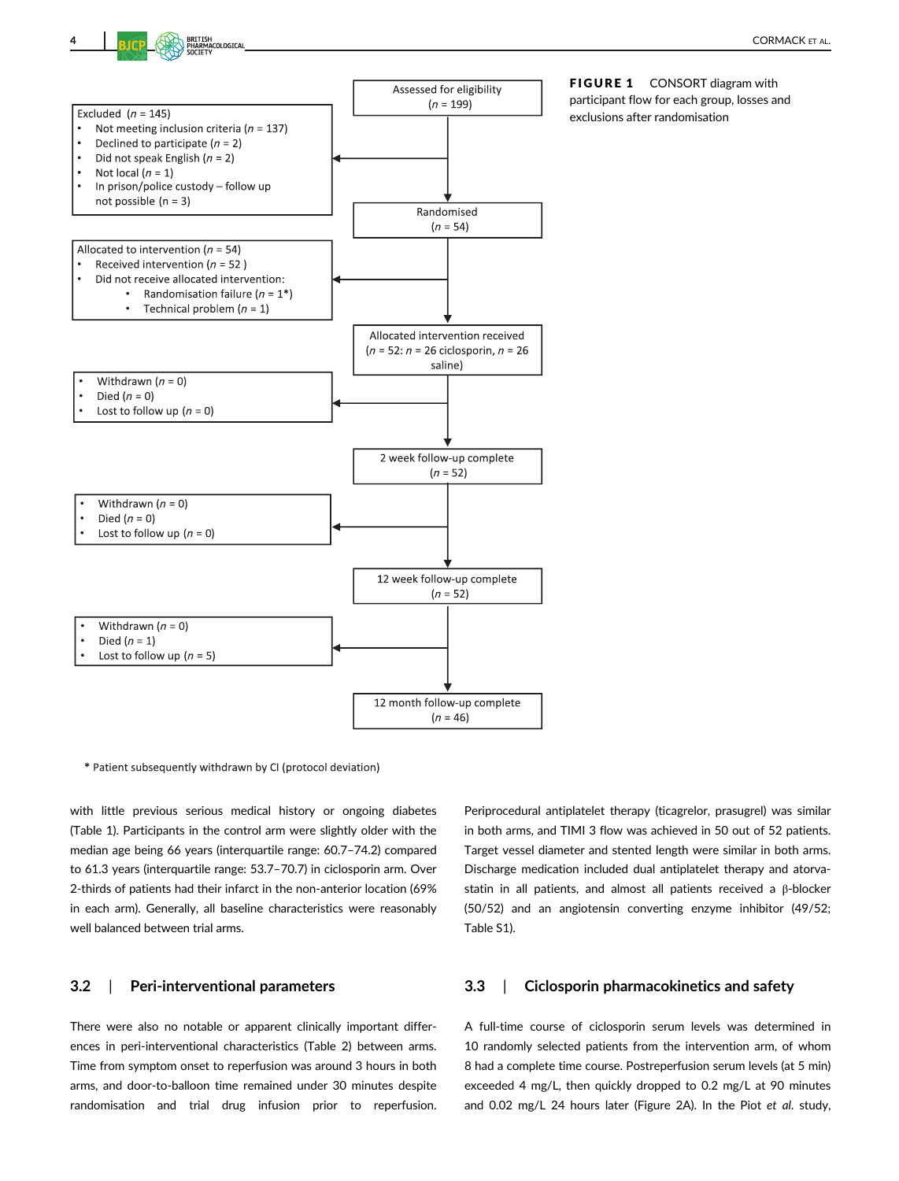Assessed for eligibility
(*n* = 199)

Excluded (*n* = 145)
- Not meeting inclusion criteria (*n* = 137)
- Declined to participate (*n* = 2)
- Did not speak English (*n* = 2)
- Not local (*n* = 1)
- In prison/police custody – follow up not possible (n = 3)

Randomised
(*n* = 54)

Allocated to intervention (*n* = 54)
- Received intervention (*n* = 52 )
- Did not receive allocated intervention:
  - Randomisation failure (*n* = 1*)
  - Technical problem (*n* = 1)

Allocated intervention received
(*n* = 52: *n* = 26 ciclosporin, *n* = 26 saline)

- Withdrawn (*n* = 0)
- Died (*n* = 0)
- Lost to follow up (*n* = 0)

2 week follow-up complete
(*n* = 52)

- Withdrawn (*n* = 0)
- Died (*n* = 0)
- Lost to follow up (*n* = 0)

12 week follow-up complete
(*n* = 52)

- Withdrawn (*n* = 0)
- Died (*n* = 1)
- Lost to follow up (*n* = 5)

12 month follow-up complete
(*n* = 46)

* Patient subsequently withdrawn by CI (protocol deviation)

**FIGURE 1** CONSORT diagram with participant flow for each group, losses and exclusions after randomisation

with little previous serious medical history or ongoing diabetes (Table 1). Participants in the control arm were slightly older with the median age being 66 years (interquartile range: 60.7–74.2) compared to 61.3 years (interquartile range: 53.7–70.7) in ciclosporin arm. Over 2-thirds of patients had their infarct in the non-anterior location (69% in each arm). Generally, all baseline characteristics were reasonably well balanced between trial arms.

## 3.2 | Peri-interventional parameters

There were also no notable or apparent clinically important differences in peri-interventional characteristics (Table 2) between arms. Time from symptom onset to reperfusion was around 3 hours in both arms, and door-to-balloon time remained under 30 minutes despite randomisation and trial drug infusion prior to reperfusion. Periprocedural antiplatelet therapy (ticagrelor, prasugrel) was similar in both arms, and TIMI 3 flow was achieved in 50 out of 52 patients. Target vessel diameter and stented length were similar in both arms. Discharge medication included dual antiplatelet therapy and atorvastatin in all patients, and almost all patients received a β-blocker (50/52) and an angiotensin converting enzyme inhibitor (49/52; Table S1).

## 3.3 | Ciclosporin pharmacokinetics and safety

A full-time course of ciclosporin serum levels was determined in 10 randomly selected patients from the intervention arm, of whom 8 had a complete time course. Postreperfusion serum levels (at 5 min) exceeded 4 mg/L, then quickly dropped to 0.2 mg/L at 90 minutes and 0.02 mg/L 24 hours later (Figure 2A). In the Piot *et al.* study,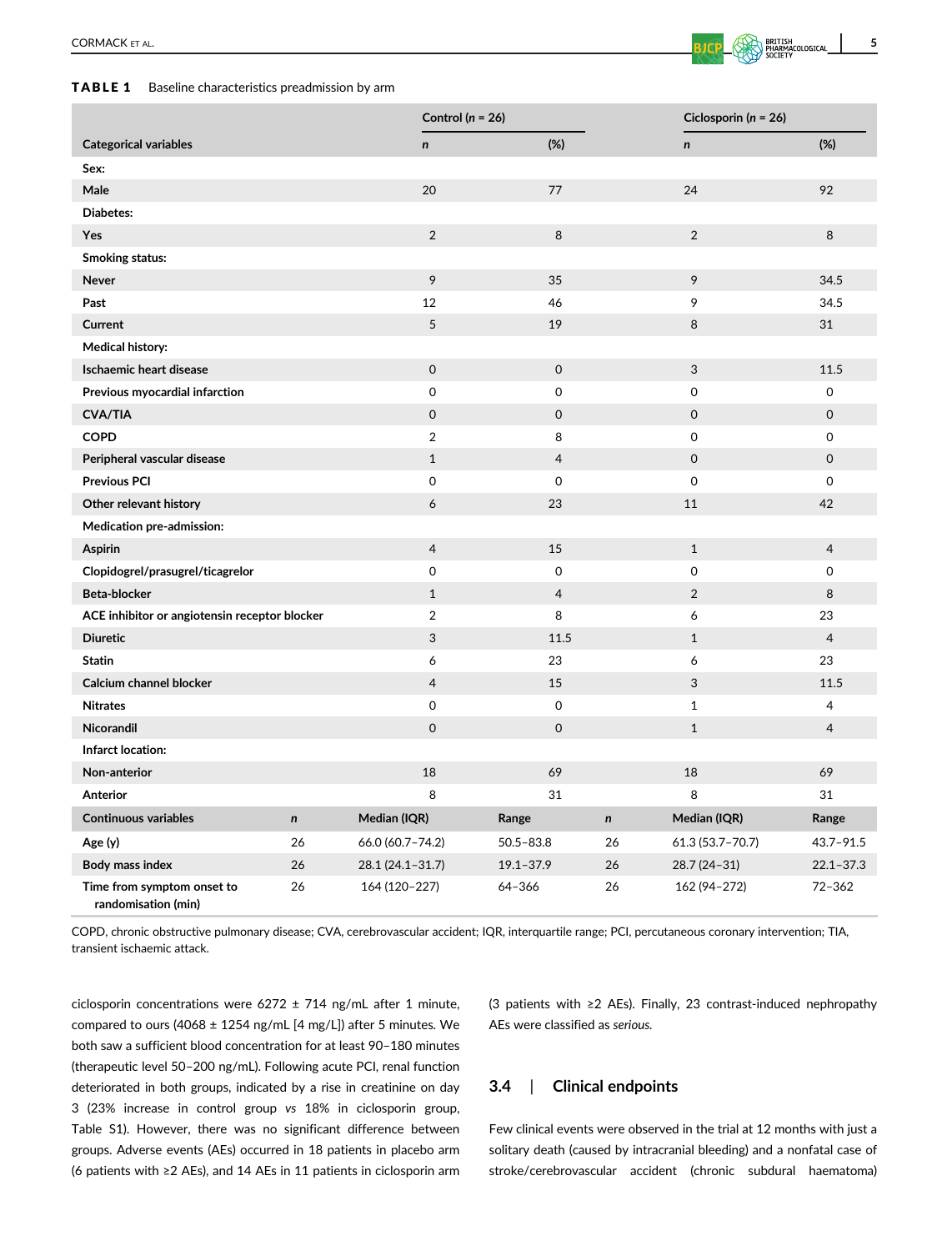**TABLE 1** Baseline characteristics preadmission by arm

| Categorical variables | | Control (n = 26) n | (%) | | Ciclosporin (n = 26) n | (%) |
|---|---|---|---|---|---|---|
| **Sex:** | | | | | | |
| Male | | 20 | 77 | | 24 | 92 |
| **Diabetes:** | | | | | | |
| Yes | | 2 | 8 | | 2 | 8 |
| **Smoking status:** | | | | | | |
| Never | | 9 | 35 | | 9 | 34.5 |
| Past | | 12 | 46 | | 9 | 34.5 |
| Current | | 5 | 19 | | 8 | 31 |
| **Medical history:** | | | | | | |
| Ischaemic heart disease | | 0 | 0 | | 3 | 11.5 |
| Previous myocardial infarction | | 0 | 0 | | 0 | 0 |
| CVA/TIA | | 0 | 0 | | 0 | 0 |
| COPD | | 2 | 8 | | 0 | 0 |
| Peripheral vascular disease | | 1 | 4 | | 0 | 0 |
| Previous PCI | | 0 | 0 | | 0 | 0 |
| Other relevant history | | 6 | 23 | | 11 | 42 |
| **Medication pre-admission:** | | | | | | |
| Aspirin | | 4 | 15 | | 1 | 4 |
| Clopidogrel/prasugrel/ticagrelor | | 0 | 0 | | 0 | 0 |
| Beta-blocker | | 1 | 4 | | 2 | 8 |
| ACE inhibitor or angiotensin receptor blocker | | 2 | 8 | | 6 | 23 |
| Diuretic | | 3 | 11.5 | | 1 | 4 |
| Statin | | 6 | 23 | | 6 | 23 |
| Calcium channel blocker | | 4 | 15 | | 3 | 11.5 |
| Nitrates | | 0 | 0 | | 1 | 4 |
| Nicorandil | | 0 | 0 | | 1 | 4 |
| **Infarct location:** | | | | | | |
| Non-anterior | | 18 | 69 | | 18 | 69 |
| Anterior | | 8 | 31 | | 8 | 31 |
| **Continuous variables** | **n** | **Median (IQR)** | **Range** | **n** | **Median (IQR)** | **Range** |
| Age (y) | 26 | 66.0 (60.7–74.2) | 50.5–83.8 | 26 | 61.3 (53.7–70.7) | 43.7–91.5 |
| Body mass index | 26 | 28.1 (24.1–31.7) | 19.1–37.9 | 26 | 28.7 (24–31) | 22.1–37.3 |
| Time from symptom onset to randomisation (min) | 26 | 164 (120–227) | 64–366 | 26 | 162 (94–272) | 72–362 |

COPD, chronic obstructive pulmonary disease; CVA, cerebrovascular accident; IQR, interquartile range; PCI, percutaneous coronary intervention; TIA, transient ischaemic attack.

ciclosporin concentrations were 6272 ± 714 ng/mL after 1 minute, compared to ours (4068 ± 1254 ng/mL [4 mg/L]) after 5 minutes. We both saw a sufficient blood concentration for at least 90–180 minutes (therapeutic level 50–200 ng/mL). Following acute PCI, renal function deteriorated in both groups, indicated by a rise in creatinine on day 3 (23% increase in control group *vs* 18% in ciclosporin group, Table S1). However, there was no significant difference between groups. Adverse events (AEs) occurred in 18 patients in placebo arm (6 patients with ≥2 AEs), and 14 AEs in 11 patients in ciclosporin arm (3 patients with ≥2 AEs). Finally, 23 contrast-induced nephropathy AEs were classified as *serious*.

## 3.4 | Clinical endpoints

Few clinical events were observed in the trial at 12 months with just a solitary death (caused by intracranial bleeding) and a nonfatal case of stroke/cerebrovascular accident (chronic subdural haematoma)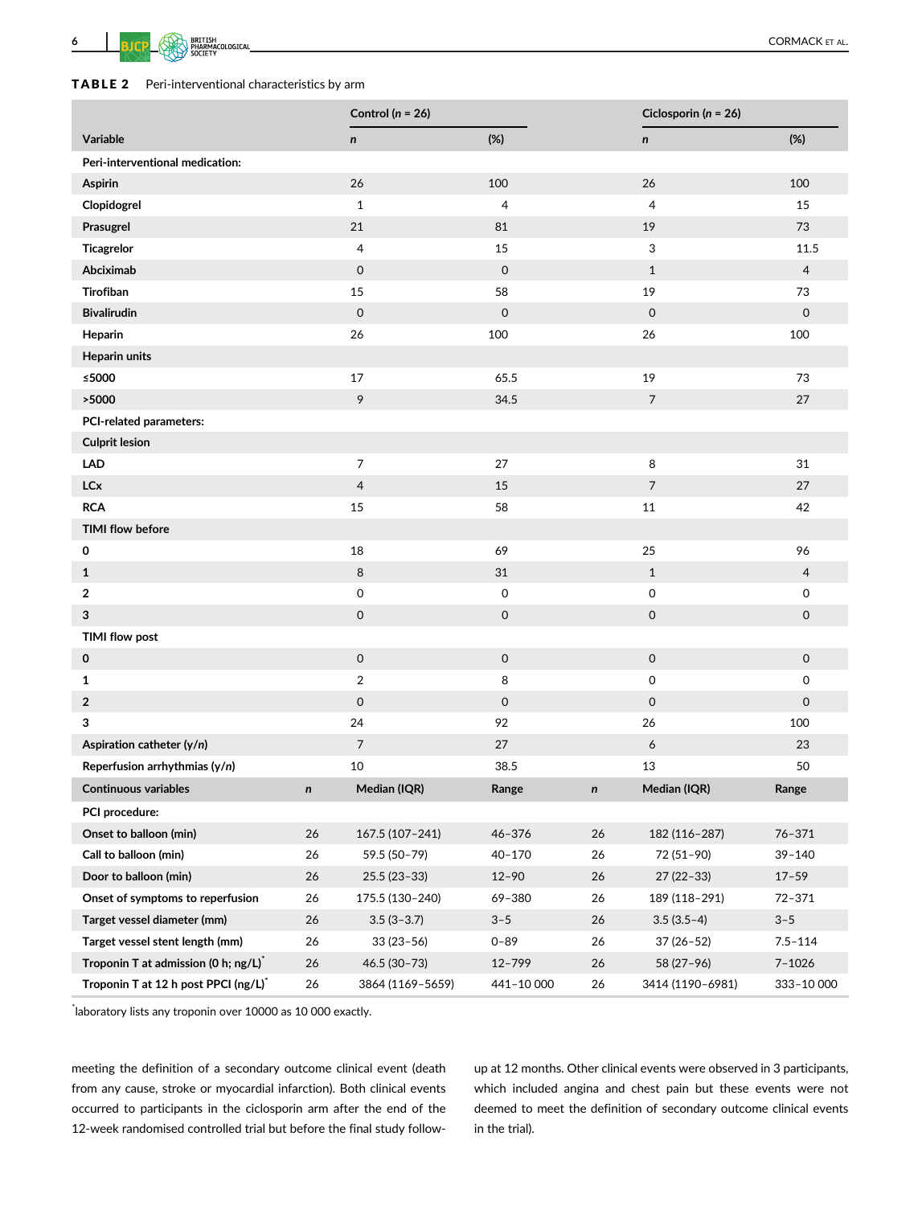**TABLE 2** Peri-interventional characteristics by arm

| Variable | | Control (n = 26) n | (%) | | Ciclosporin (n = 26) n | (%) |
|---|---|---|---|---|---|---|
| **Peri-interventional medication:** | | | | | | |
| Aspirin | | 26 | 100 | | 26 | 100 |
| Clopidogrel | | 1 | 4 | | 4 | 15 |
| Prasugrel | | 21 | 81 | | 19 | 73 |
| Ticagrelor | | 4 | 15 | | 3 | 11.5 |
| Abciximab | | 0 | 0 | | 1 | 4 |
| Tirofiban | | 15 | 58 | | 19 | 73 |
| Bivalirudin | | 0 | 0 | | 0 | 0 |
| Heparin | | 26 | 100 | | 26 | 100 |
| Heparin units | | | | | | |
| ≤5000 | | 17 | 65.5 | | 19 | 73 |
| >5000 | | 9 | 34.5 | | 7 | 27 |
| **PCI-related parameters:** | | | | | | |
| Culprit lesion | | | | | | |
| LAD | | 7 | 27 | | 8 | 31 |
| LCx | | 4 | 15 | | 7 | 27 |
| RCA | | 15 | 58 | | 11 | 42 |
| TIMI flow before | | | | | | |
| 0 | | 18 | 69 | | 25 | 96 |
| 1 | | 8 | 31 | | 1 | 4 |
| 2 | | 0 | 0 | | 0 | 0 |
| 3 | | 0 | 0 | | 0 | 0 |
| TIMI flow post | | | | | | |
| 0 | | 0 | 0 | | 0 | 0 |
| 1 | | 2 | 8 | | 0 | 0 |
| 2 | | 0 | 0 | | 0 | 0 |
| 3 | | 24 | 92 | | 26 | 100 |
| Aspiration catheter (y/n) | | 7 | 27 | | 6 | 23 |
| Reperfusion arrhythmias (y/n) | | 10 | 38.5 | | 13 | 50 |
| **Continuous variables** | **n** | **Median (IQR)** | **Range** | **n** | **Median (IQR)** | **Range** |
| **PCI procedure:** | | | | | | |
| Onset to balloon (min) | 26 | 167.5 (107–241) | 46–376 | 26 | 182 (116–287) | 76–371 |
| Call to balloon (min) | 26 | 59.5 (50–79) | 40–170 | 26 | 72 (51–90) | 39–140 |
| Door to balloon (min) | 26 | 25.5 (23–33) | 12–90 | 26 | 27 (22–33) | 17–59 |
| Onset of symptoms to reperfusion | 26 | 175.5 (130–240) | 69–380 | 26 | 189 (118–291) | 72–371 |
| Target vessel diameter (mm) | 26 | 3.5 (3–3.7) | 3–5 | 26 | 3.5 (3.5–4) | 3–5 |
| Target vessel stent length (mm) | 26 | 33 (23–56) | 0–89 | 26 | 37 (26–52) | 7.5–114 |
| Troponin T at admission (0 h; ng/L)* | 26 | 46.5 (30–73) | 12–799 | 26 | 58 (27–96) | 7–1026 |
| Troponin T at 12 h post PPCI (ng/L)* | 26 | 3864 (1169–5659) | 441–10 000 | 26 | 3414 (1190–6981) | 333–10 000 |

*laboratory lists any troponin over 10000 as 10 000 exactly.

meeting the definition of a secondary outcome clinical event (death from any cause, stroke or myocardial infarction). Both clinical events occurred to participants in the ciclosporin arm after the end of the 12-week randomised controlled trial but before the final study follow-up at 12 months. Other clinical events were observed in 3 participants, which included angina and chest pain but these events were not deemed to meet the definition of secondary outcome clinical events in the trial).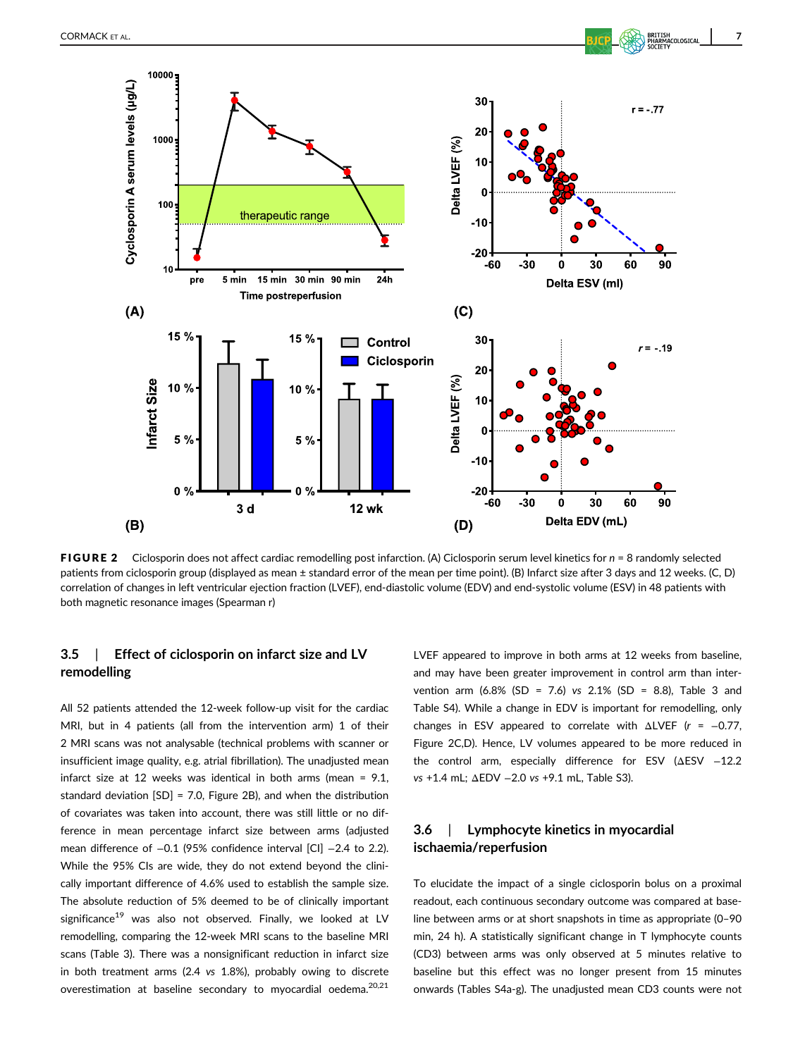FIGURE 2 Ciclosporin does not affect cardiac remodelling post infarction. (A) Ciclosporin serum level kinetics for $n$ = 8 randomly selected patients from ciclosporin group (displayed as mean ± standard error of the mean per time point). (B) Infarct size after 3 days and 12 weeks. (C, D) correlation of changes in left ventricular ejection fraction (LVEF), end-diastolic volume (EDV) and end-systolic volume (ESV) in 48 patients with both magnetic resonance images (Spearman r)

### 3.5 | Effect of ciclosporin on infarct size and LV remodelling

All 52 patients attended the 12-week follow-up visit for the cardiac MRI, but in 4 patients (all from the intervention arm) 1 of their 2 MRI scans was not analysable (technical problems with scanner or insufficient image quality, e.g. atrial fibrillation). The unadjusted mean infarct size at 12 weeks was identical in both arms (mean = 9.1, standard deviation [SD] = 7.0, Figure 2B), and when the distribution of covariates was taken into account, there was still little or no difference in mean percentage infarct size between arms (adjusted mean difference of −0.1 (95% confidence interval [CI] −2.4 to 2.2). While the 95% CIs are wide, they do not extend beyond the clinically important difference of 4.6% used to establish the sample size. The absolute reduction of 5% deemed to be of clinically important significance[19] was also not observed. Finally, we looked at LV remodelling, comparing the 12-week MRI scans to the baseline MRI scans (Table 3). There was a nonsignificant reduction in infarct size in both treatment arms (2.4 *vs* 1.8%), probably owing to discrete overestimation at baseline secondary to myocardial oedema.[20,21] LVEF appeared to improve in both arms at 12 weeks from baseline, and may have been greater improvement in control arm than intervention arm (6.8% (SD = 7.6) *vs* 2.1% (SD = 8.8), Table 3 and Table S4). While a change in EDV is important for remodelling, only changes in ESV appeared to correlate with ΔLVEF ($r$ = −0.77, Figure 2C,D). Hence, LV volumes appeared to be more reduced in the control arm, especially difference for ESV (ΔESV −12.2 *vs* +1.4 mL; ΔEDV −2.0 *vs* +9.1 mL, Table S3).

### 3.6 | Lymphocyte kinetics in myocardial ischaemia/reperfusion

To elucidate the impact of a single ciclosporin bolus on a proximal readout, each continuous secondary outcome was compared at baseline between arms or at short snapshots in time as appropriate (0–90 min, 24 h). A statistically significant change in T lymphocyte counts (CD3) between arms was only observed at 5 minutes relative to baseline but this effect was no longer present from 15 minutes onwards (Tables S4a-g). The unadjusted mean CD3 counts were not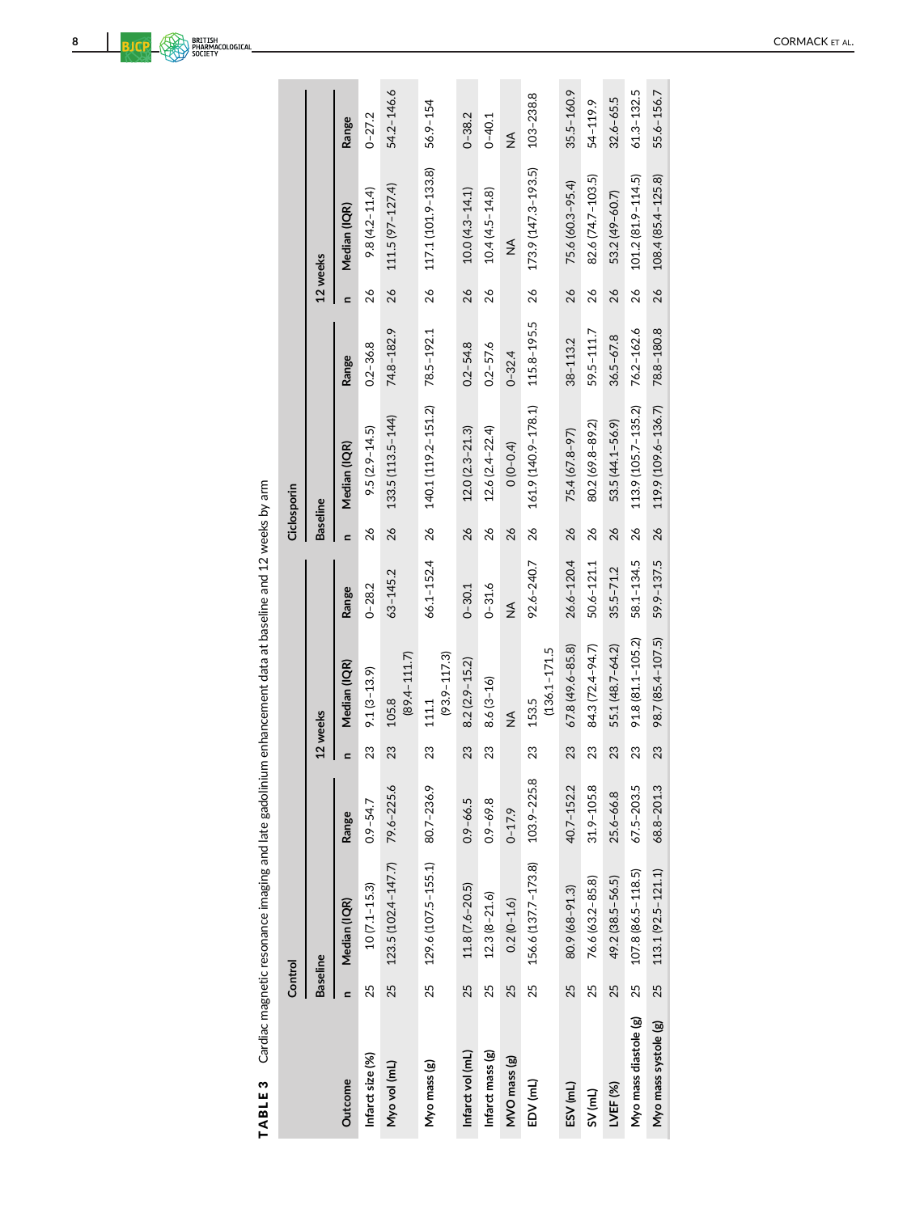**TABLE 3** Cardiac magnetic resonance imaging and late gadolinium enhancement data at baseline and 12 weeks by arm

| Outcome | Control | | | | | | Ciclosporin | | | | | |
|---|---|---|---|---|---|---|---|---|---|---|---|---|
| | Baseline | | | 12 weeks | | | Baseline | | | 12 weeks | | |
| | n | Median (IQR) | Range | n | Median (IQR) | Range | n | Median (IQR) | Range | n | Median (IQR) | Range |
| Infarct size (%) | 25 | 10 (7.1–15.3) | 0.9–54.7 | 23 | 9.1 (3–13.9) | 0–28.2 | 26 | 9.5 (2.9–14.5) | 0.2–36.8 | 26 | 9.8 (4.2–11.4) | 0–27.2 |
| Myo vol (mL) | 25 | 123.5 (102.4–147.7) | 79.6–225.6 | 23 | 105.8 (89.4–111.7) | 63–145.2 | 26 | 133.5 (113.5–144) | 74.8–182.9 | 26 | 111.5 (97–127.4) | 54.2–146.6 |
| Myo mass (g) | 25 | 129.6 (107.5–155.1) | 80.7–236.9 | 23 | 111.1 (93.9–117.3) | 66.1–152.4 | 26 | 140.1 (119.2–151.2) | 78.5–192.1 | 26 | 117.1 (101.9–133.8) | 56.9–154 |
| Infarct vol (mL) | 25 | 11.8 (7.6–20.5) | 0.9–66.5 | 23 | 8.2 (2.9–15.2) | 0–30.1 | 26 | 12.0 (2.3–21.3) | 0.2–54.8 | 26 | 10.0 (4.3–14.1) | 0–38.2 |
| Infarct mass (g) | 25 | 12.3 (8–21.6) | 0.9–69.8 | 23 | 8.6 (3–16) | 0–31.6 | 26 | 12.6 (2.4–22.4) | 0.2–57.6 | 26 | 10.4 (4.5–14.8) | 0–40.1 |
| MVO mass (g) | 25 | 0.2 (0–1.6) | 0–17.9 | | NA | NA | 26 | 0 (0–0.4) | 0–32.4 | | NA | NA |
| EDV (mL) | 25 | 156.6 (137.7–173.8) | 103.9–225.8 | 23 | 153.5 (136.1–171.5) | 92.6–240.7 | 26 | 161.9 (140.9–178.1) | 115.8–195.5 | 26 | 173.9 (147.3–193.5) | 103–238.8 |
| ESV (mL) | 25 | 80.9 (68–91.3) | 40.7–152.2 | 23 | 67.8 (49.6–85.8) | 26.6–120.4 | 26 | 75.4 (67.8–97) | 38–113.2 | 26 | 75.6 (60.3–95.4) | 35.5–160.9 |
| SV (mL) | 25 | 76.6 (63.2–85.8) | 31.9–105.8 | 23 | 84.3 (72.4–94.7) | 50.6–121.1 | 26 | 80.2 (69.8–89.2) | 59.5–111.7 | 26 | 82.6 (74.7–103.5) | 54–119.9 |
| LVEF (%) | 25 | 49.2 (38.5–56.5) | 25.6–66.8 | 23 | 55.1 (48.7–64.2) | 35.5–71.2 | 26 | 53.5 (44.1–56.9) | 36.5–67.8 | 26 | 53.2 (49–60.7) | 32.6–65.5 |
| Myo mass diastole (g) | 25 | 107.8 (86.5–118.5) | 67.5–203.5 | 23 | 91.8 (81.1–105.2) | 58.1–134.5 | 26 | 113.9 (105.7–135.2) | 76.2–162.6 | 26 | 101.2 (81.9–114.5) | 61.3–132.5 |
| Myo mass systole (g) | 25 | 113.1 (92.5–121.1) | 68.8–201.3 | 23 | 98.7 (85.4–107.5) | 59.9–137.5 | 26 | 119.9 (109.6–136.7) | 78.8–180.8 | 26 | 108.4 (85.4–125.8) | 55.6–156.7 |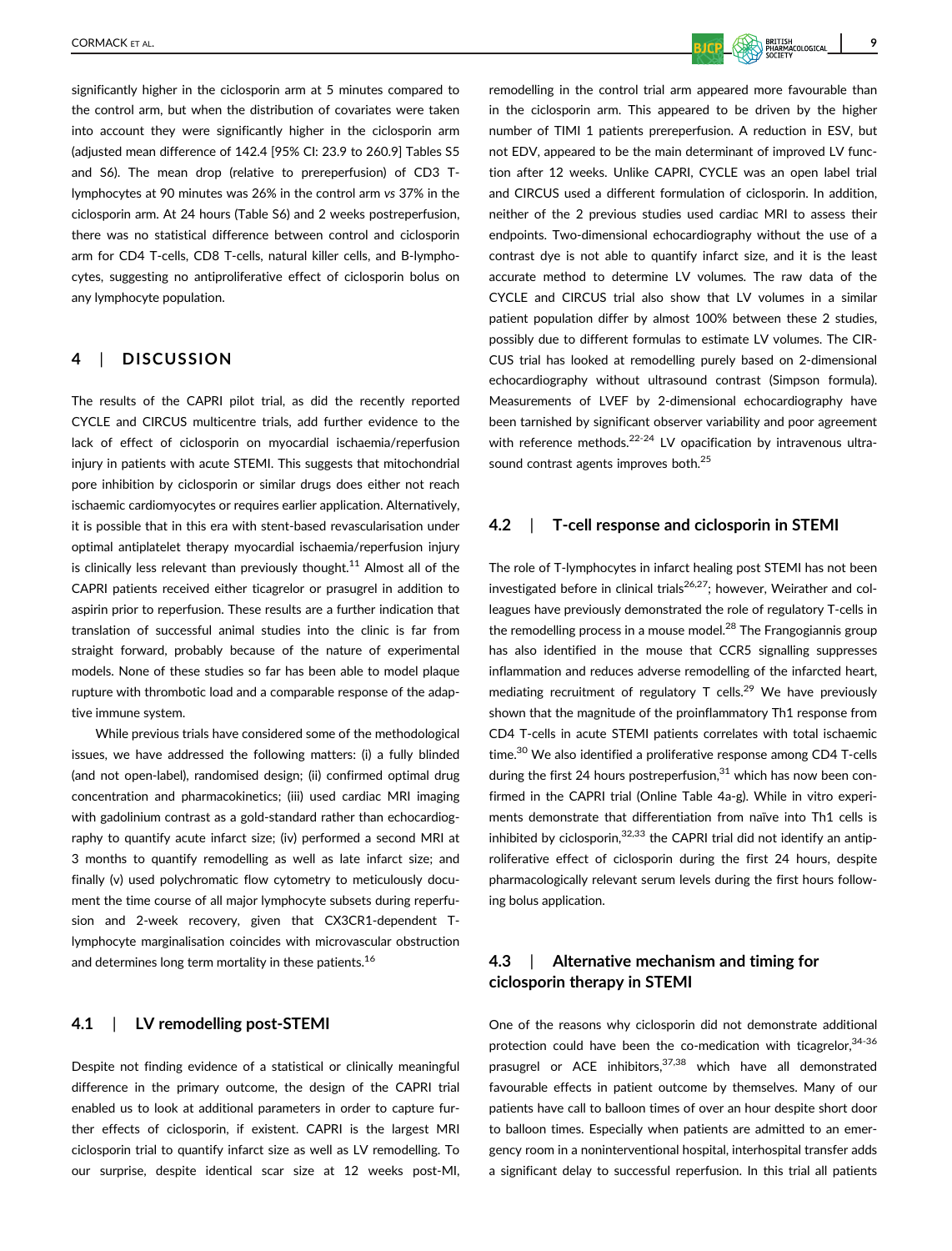significantly higher in the ciclosporin arm at 5 minutes compared to the control arm, but when the distribution of covariates were taken into account they were significantly higher in the ciclosporin arm (adjusted mean difference of 142.4 [95% CI: 23.9 to 260.9] Tables S5 and S6). The mean drop (relative to prereperfusion) of CD3 T-lymphocytes at 90 minutes was 26% in the control arm *vs* 37% in the ciclosporin arm. At 24 hours (Table S6) and 2 weeks postreperfusion, there was no statistical difference between control and ciclosporin arm for CD4 T-cells, CD8 T-cells, natural killer cells, and B-lymphocytes, suggesting no antiproliferative effect of ciclosporin bolus on any lymphocyte population.

## 4 | DISCUSSION

The results of the CAPRI pilot trial, as did the recently reported CYCLE and CIRCUS multicentre trials, add further evidence to the lack of effect of ciclosporin on myocardial ischaemia/reperfusion injury in patients with acute STEMI. This suggests that mitochondrial pore inhibition by ciclosporin or similar drugs does either not reach ischaemic cardiomyocytes or requires earlier application. Alternatively, it is possible that in this era with stent-based revascularisation under optimal antiplatelet therapy myocardial ischaemia/reperfusion injury is clinically less relevant than previously thought.[11] Almost all of the CAPRI patients received either ticagrelor or prasugrel in addition to aspirin prior to reperfusion. These results are a further indication that translation of successful animal studies into the clinic is far from straight forward, probably because of the nature of experimental models. None of these studies so far has been able to model plaque rupture with thrombotic load and a comparable response of the adaptive immune system.

While previous trials have considered some of the methodological issues, we have addressed the following matters: (i) a fully blinded (and not open-label), randomised design; (ii) confirmed optimal drug concentration and pharmacokinetics; (iii) used cardiac MRI imaging with gadolinium contrast as a gold-standard rather than echocardiography to quantify acute infarct size; (iv) performed a second MRI at 3 months to quantify remodelling as well as late infarct size; and finally (v) used polychromatic flow cytometry to meticulously document the time course of all major lymphocyte subsets during reperfusion and 2-week recovery, given that CX3CR1-dependent T-lymphocyte marginalisation coincides with microvascular obstruction and determines long term mortality in these patients.[16]

### 4.1 | LV remodelling post-STEMI

Despite not finding evidence of a statistical or clinically meaningful difference in the primary outcome, the design of the CAPRI trial enabled us to look at additional parameters in order to capture further effects of ciclosporin, if existent. CAPRI is the largest MRI ciclosporin trial to quantify infarct size as well as LV remodelling. To our surprise, despite identical scar size at 12 weeks post-MI, remodelling in the control trial arm appeared more favourable than in the ciclosporin arm. This appeared to be driven by the higher number of TIMI 1 patients prereperfusion. A reduction in ESV, but not EDV, appeared to be the main determinant of improved LV function after 12 weeks. Unlike CAPRI, CYCLE was an open label trial and CIRCUS used a different formulation of ciclosporin. In addition, neither of the 2 previous studies used cardiac MRI to assess their endpoints. Two-dimensional echocardiography without the use of a contrast dye is not able to quantify infarct size, and it is the least accurate method to determine LV volumes. The raw data of the CYCLE and CIRCUS trial also show that LV volumes in a similar patient population differ by almost 100% between these 2 studies, possibly due to different formulas to estimate LV volumes. The CIRCUS trial has looked at remodelling purely based on 2-dimensional echocardiography without ultrasound contrast (Simpson formula). Measurements of LVEF by 2-dimensional echocardiography have been tarnished by significant observer variability and poor agreement with reference methods.[22-24] LV opacification by intravenous ultrasound contrast agents improves both.[25]

### 4.2 | T-cell response and ciclosporin in STEMI

The role of T-lymphocytes in infarct healing post STEMI has not been investigated before in clinical trials[26,27]; however, Weirather and colleagues have previously demonstrated the role of regulatory T-cells in the remodelling process in a mouse model.[28] The Frangogiannis group has also identified in the mouse that CCR5 signalling suppresses inflammation and reduces adverse remodelling of the infarcted heart, mediating recruitment of regulatory T cells.[29] We have previously shown that the magnitude of the proinflammatory Th1 response from CD4 T-cells in acute STEMI patients correlates with total ischaemic time.[30] We also identified a proliferative response among CD4 T-cells during the first 24 hours postreperfusion,[31] which has now been confirmed in the CAPRI trial (Online Table 4a-g). While in vitro experiments demonstrate that differentiation from naïve into Th1 cells is inhibited by ciclosporin,[32,33] the CAPRI trial did not identify an antiproliferative effect of ciclosporin during the first 24 hours, despite pharmacologically relevant serum levels during the first hours following bolus application.

### 4.3 | Alternative mechanism and timing for ciclosporin therapy in STEMI

One of the reasons why ciclosporin did not demonstrate additional protection could have been the co-medication with ticagrelor,[34-36] prasugrel or ACE inhibitors,[37,38] which have all demonstrated favourable effects in patient outcome by themselves. Many of our patients have call to balloon times of over an hour despite short door to balloon times. Especially when patients are admitted to an emergency room in a noninterventional hospital, interhospital transfer adds a significant delay to successful reperfusion. In this trial all patients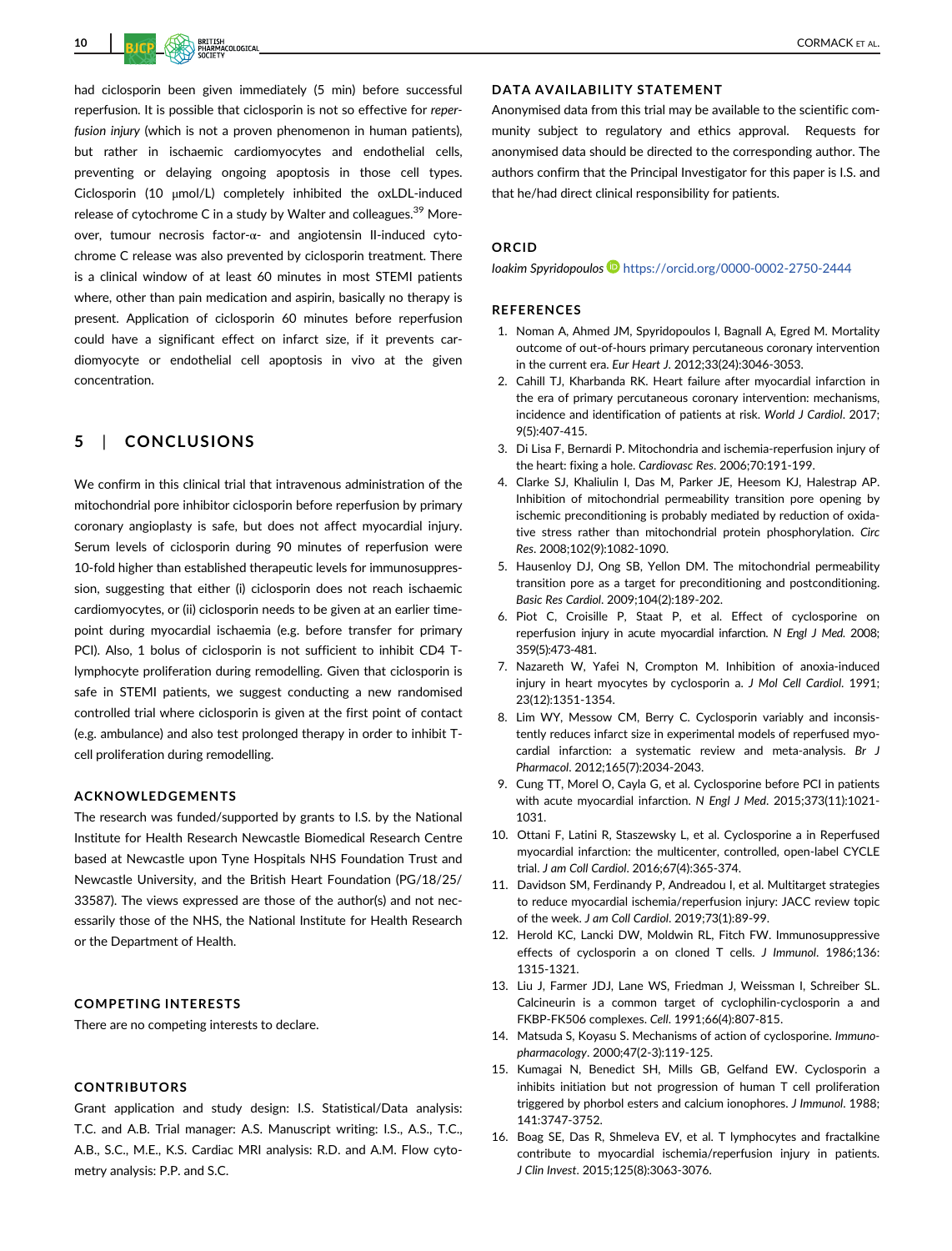had ciclosporin been given immediately (5 min) before successful reperfusion. It is possible that ciclosporin is not so effective for *reperfusion injury* (which is not a proven phenomenon in human patients), but rather in ischaemic cardiomyocytes and endothelial cells, preventing or delaying ongoing apoptosis in those cell types. Ciclosporin (10 μmol/L) completely inhibited the oxLDL-induced release of cytochrome C in a study by Walter and colleagues.[39] Moreover, tumour necrosis factor-α- and angiotensin II-induced cytochrome C release was also prevented by ciclosporin treatment. There is a clinical window of at least 60 minutes in most STEMI patients where, other than pain medication and aspirin, basically no therapy is present. Application of ciclosporin 60 minutes before reperfusion could have a significant effect on infarct size, if it prevents cardiomyocyte or endothelial cell apoptosis in vivo at the given concentration.

## 5 | CONCLUSIONS

We confirm in this clinical trial that intravenous administration of the mitochondrial pore inhibitor ciclosporin before reperfusion by primary coronary angioplasty is safe, but does not affect myocardial injury. Serum levels of ciclosporin during 90 minutes of reperfusion were 10-fold higher than established therapeutic levels for immunosuppression, suggesting that either (i) ciclosporin does not reach ischaemic cardiomyocytes, or (ii) ciclosporin needs to be given at an earlier timepoint during myocardial ischaemia (e.g. before transfer for primary PCI). Also, 1 bolus of ciclosporin is not sufficient to inhibit CD4 T-lymphocyte proliferation during remodelling. Given that ciclosporin is safe in STEMI patients, we suggest conducting a new randomised controlled trial where ciclosporin is given at the first point of contact (e.g. ambulance) and also test prolonged therapy in order to inhibit T-cell proliferation during remodelling.

### ACKNOWLEDGEMENTS

The research was funded/supported by grants to I.S. by the National Institute for Health Research Newcastle Biomedical Research Centre based at Newcastle upon Tyne Hospitals NHS Foundation Trust and Newcastle University, and the British Heart Foundation (PG/18/25/33587). The views expressed are those of the author(s) and not necessarily those of the NHS, the National Institute for Health Research or the Department of Health.

### COMPETING INTERESTS

There are no competing interests to declare.

### CONTRIBUTORS

Grant application and study design: I.S. Statistical/Data analysis: T.C. and A.B. Trial manager: A.S. Manuscript writing: I.S., A.S., T.C., A.B., S.C., M.E., K.S. Cardiac MRI analysis: R.D. and A.M. Flow cytometry analysis: P.P. and S.C.

### DATA AVAILABILITY STATEMENT

Anonymised data from this trial may be available to the scientific community subject to regulatory and ethics approval. Requests for anonymised data should be directed to the corresponding author. The authors confirm that the Principal Investigator for this paper is I.S. and that he/had direct clinical responsibility for patients.

### ORCID

*Ioakim Spyridopoulos* https://orcid.org/0000-0002-2750-2444

### REFERENCES

1. Noman A, Ahmed JM, Spyridopoulos I, Bagnall A, Egred M. Mortality outcome of out-of-hours primary percutaneous coronary intervention in the current era. *Eur Heart J*. 2012;33(24):3046-3053.
2. Cahill TJ, Kharbanda RK. Heart failure after myocardial infarction in the era of primary percutaneous coronary intervention: mechanisms, incidence and identification of patients at risk. *World J Cardiol*. 2017; 9(5):407-415.
3. Di Lisa F, Bernardi P. Mitochondria and ischemia-reperfusion injury of the heart: fixing a hole. *Cardiovasc Res*. 2006;70:191-199.
4. Clarke SJ, Khaliulin I, Das M, Parker JE, Heesom KJ, Halestrap AP. Inhibition of mitochondrial permeability transition pore opening by ischemic preconditioning is probably mediated by reduction of oxidative stress rather than mitochondrial protein phosphorylation. *Circ Res*. 2008;102(9):1082-1090.
5. Hausenloy DJ, Ong SB, Yellon DM. The mitochondrial permeability transition pore as a target for preconditioning and postconditioning. *Basic Res Cardiol*. 2009;104(2):189-202.
6. Piot C, Croisille P, Staat P, et al. Effect of cyclosporine on reperfusion injury in acute myocardial infarction. *N Engl J Med*. 2008; 359(5):473-481.
7. Nazareth W, Yafei N, Crompton M. Inhibition of anoxia-induced injury in heart myocytes by cyclosporin a. *J Mol Cell Cardiol*. 1991; 23(12):1351-1354.
8. Lim WY, Messow CM, Berry C. Cyclosporin variably and inconsistently reduces infarct size in experimental models of reperfused myocardial infarction: a systematic review and meta-analysis. *Br J Pharmacol*. 2012;165(7):2034-2043.
9. Cung TT, Morel O, Cayla G, et al. Cyclosporine before PCI in patients with acute myocardial infarction. *N Engl J Med*. 2015;373(11):1021-1031.
10. Ottani F, Latini R, Staszewsky L, et al. Cyclosporine a in Reperfused myocardial infarction: the multicenter, controlled, open-label CYCLE trial. *J am Coll Cardiol*. 2016;67(4):365-374.
11. Davidson SM, Ferdinandy P, Andreadou I, et al. Multitarget strategies to reduce myocardial ischemia/reperfusion injury: JACC review topic of the week. *J am Coll Cardiol*. 2019;73(1):89-99.
12. Herold KC, Lancki DW, Moldwin RL, Fitch FW. Immunosuppressive effects of cyclosporin a on cloned T cells. *J Immunol*. 1986;136: 1315-1321.
13. Liu J, Farmer JDJ, Lane WS, Friedman J, Weissman I, Schreiber SL. Calcineurin is a common target of cyclophilin-cyclosporin a and FKBP-FK506 complexes. *Cell*. 1991;66(4):807-815.
14. Matsuda S, Koyasu S. Mechanisms of action of cyclosporine. *Immunopharmacology*. 2000;47(2-3):119-125.
15. Kumagai N, Benedict SH, Mills GB, Gelfand EW. Cyclosporin a inhibits initiation but not progression of human T cell proliferation triggered by phorbol esters and calcium ionophores. *J Immunol*. 1988; 141:3747-3752.
16. Boag SE, Das R, Shmeleva EV, et al. T lymphocytes and fractalkine contribute to myocardial ischemia/reperfusion injury in patients. *J Clin Invest*. 2015;125(8):3063-3076.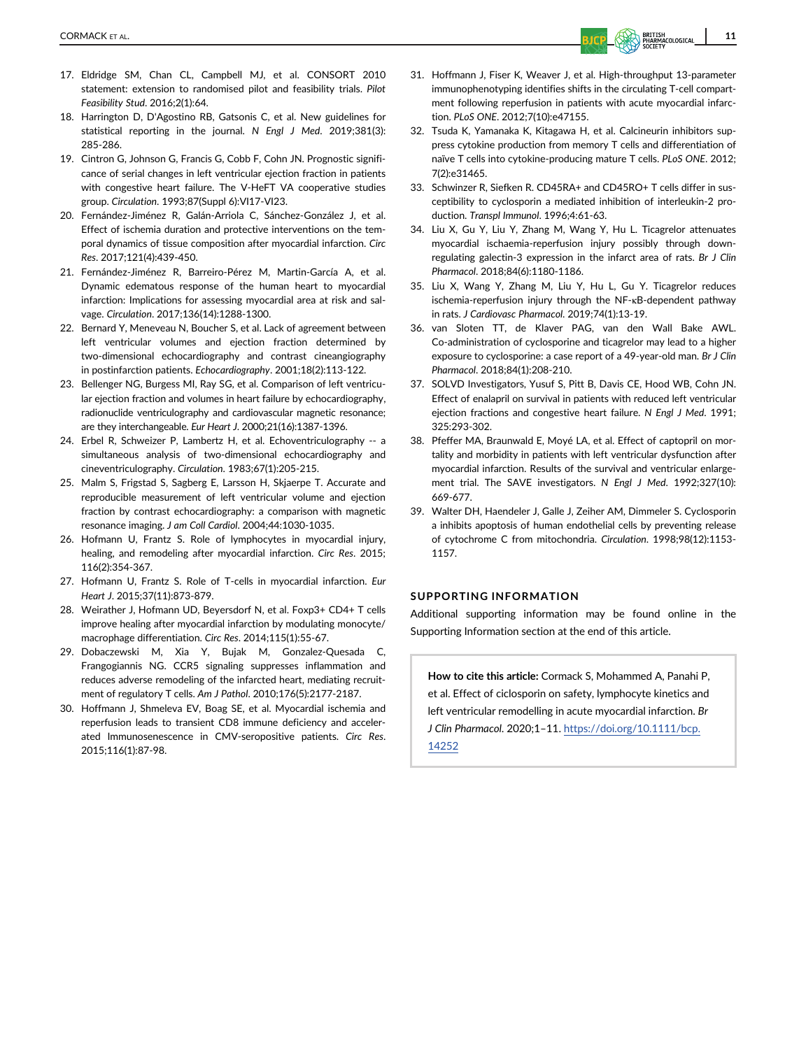17. Eldridge SM, Chan CL, Campbell MJ, et al. CONSORT 2010 statement: extension to randomised pilot and feasibility trials. *Pilot Feasibility Stud*. 2016;2(1):64.
18. Harrington D, D'Agostino RB, Gatsonis C, et al. New guidelines for statistical reporting in the journal. *N Engl J Med*. 2019;381(3):285-286.
19. Cintron G, Johnson G, Francis G, Cobb F, Cohn JN. Prognostic significance of serial changes in left ventricular ejection fraction in patients with congestive heart failure. The V-HeFT VA cooperative studies group. *Circulation*. 1993;87(Suppl 6):VI17-VI23.
20. Fernández-Jiménez R, Galán-Arriola C, Sánchez-González J, et al. Effect of ischemia duration and protective interventions on the temporal dynamics of tissue composition after myocardial infarction. *Circ Res*. 2017;121(4):439-450.
21. Fernández-Jiménez R, Barreiro-Pérez M, Martin-García A, et al. Dynamic edematous response of the human heart to myocardial infarction: Implications for assessing myocardial area at risk and salvage. *Circulation*. 2017;136(14):1288-1300.
22. Bernard Y, Meneveau N, Boucher S, et al. Lack of agreement between left ventricular volumes and ejection fraction determined by two-dimensional echocardiography and contrast cineangiography in postinfarction patients. *Echocardiography*. 2001;18(2):113-122.
23. Bellenger NG, Burgess MI, Ray SG, et al. Comparison of left ventricular ejection fraction and volumes in heart failure by echocardiography, radionuclide ventriculography and cardiovascular magnetic resonance; are they interchangeable. *Eur Heart J*. 2000;21(16):1387-1396.
24. Erbel R, Schweizer P, Lambertz H, et al. Echoventriculography -- a simultaneous analysis of two-dimensional echocardiography and cineventriculography. *Circulation*. 1983;67(1):205-215.
25. Malm S, Frigstad S, Sagberg E, Larsson H, Skjaerpe T. Accurate and reproducible measurement of left ventricular volume and ejection fraction by contrast echocardiography: a comparison with magnetic resonance imaging. *J am Coll Cardiol*. 2004;44:1030-1035.
26. Hofmann U, Frantz S. Role of lymphocytes in myocardial injury, healing, and remodeling after myocardial infarction. *Circ Res*. 2015;116(2):354-367.
27. Hofmann U, Frantz S. Role of T-cells in myocardial infarction. *Eur Heart J*. 2015;37(11):873-879.
28. Weirather J, Hofmann UD, Beyersdorf N, et al. Foxp3+ CD4+ T cells improve healing after myocardial infarction by modulating monocyte/macrophage differentiation. *Circ Res*. 2014;115(1):55-67.
29. Dobaczewski M, Xia Y, Bujak M, Gonzalez-Quesada C, Frangogiannis NG. CCR5 signaling suppresses inflammation and reduces adverse remodeling of the infarcted heart, mediating recruitment of regulatory T cells. *Am J Pathol*. 2010;176(5):2177-2187.
30. Hoffmann J, Shmeleva EV, Boag SE, et al. Myocardial ischemia and reperfusion leads to transient CD8 immune deficiency and accelerated Immunosenescence in CMV-seropositive patients. *Circ Res*. 2015;116(1):87-98.
31. Hoffmann J, Fiser K, Weaver J, et al. High-throughput 13-parameter immunophenotyping identifies shifts in the circulating T-cell compartment following reperfusion in patients with acute myocardial infarction. *PLoS ONE*. 2012;7(10):e47155.
32. Tsuda K, Yamanaka K, Kitagawa H, et al. Calcineurin inhibitors suppress cytokine production from memory T cells and differentiation of naïve T cells into cytokine-producing mature T cells. *PLoS ONE*. 2012;7(2):e31465.
33. Schwinzer R, Siefken R. CD45RA+ and CD45RO+ T cells differ in susceptibility to cyclosporin a mediated inhibition of interleukin-2 production. *Transpl Immunol*. 1996;4:61-63.
34. Liu X, Gu Y, Liu Y, Zhang M, Wang Y, Hu L. Ticagrelor attenuates myocardial ischaemia-reperfusion injury possibly through downregulating galectin-3 expression in the infarct area of rats. *Br J Clin Pharmacol*. 2018;84(6):1180-1186.
35. Liu X, Wang Y, Zhang M, Liu Y, Hu L, Gu Y. Ticagrelor reduces ischemia-reperfusion injury through the NF-κB-dependent pathway in rats. *J Cardiovasc Pharmacol*. 2019;74(1):13-19.
36. van Sloten TT, de Klaver PAG, van den Wall Bake AWL. Co-administration of cyclosporine and ticagrelor may lead to a higher exposure to cyclosporine: a case report of a 49-year-old man. *Br J Clin Pharmacol*. 2018;84(1):208-210.
37. SOLVD Investigators, Yusuf S, Pitt B, Davis CE, Hood WB, Cohn JN. Effect of enalapril on survival in patients with reduced left ventricular ejection fractions and congestive heart failure. *N Engl J Med*. 1991;325:293-302.
38. Pfeffer MA, Braunwald E, Moyé LA, et al. Effect of captopril on mortality and morbidity in patients with left ventricular dysfunction after myocardial infarction. Results of the survival and ventricular enlargement trial. The SAVE investigators. *N Engl J Med*. 1992;327(10):669-677.
39. Walter DH, Haendeler J, Galle J, Zeiher AM, Dimmeler S. Cyclosporin a inhibits apoptosis of human endothelial cells by preventing release of cytochrome C from mitochondria. *Circulation*. 1998;98(12):1153-1157.

## SUPPORTING INFORMATION

Additional supporting information may be found online in the Supporting Information section at the end of this article.

**How to cite this article:** Cormack S, Mohammed A, Panahi P, et al. Effect of ciclosporin on safety, lymphocyte kinetics and left ventricular remodelling in acute myocardial infarction. *Br J Clin Pharmacol*. 2020;1–11. https://doi.org/10.1111/bcp.14252